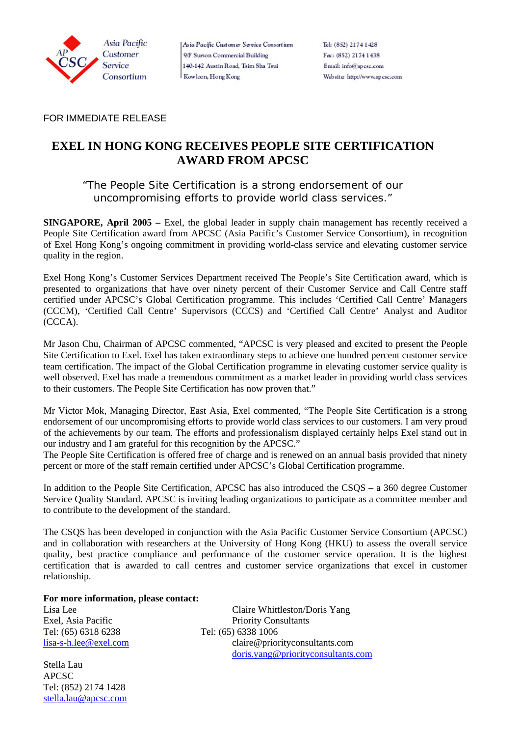Asia Pacific Customer Service Consortium
9/F Surson Commercial Building
140-142 Austin Road, Tsim Sha Tsui
Kowloon, Hong Kong

Tel: (852) 2174 1428
Fax: (852) 2174 1438
Email: info@apcsc.com
Website: http://www.apcsc.com

FOR IMMEDIATE RELEASE

# EXEL IN HONG KONG RECEIVES PEOPLE SITE CERTIFICATION AWARD FROM APCSC

"The People Site Certification is a strong endorsement of our uncompromising efforts to provide world class services."

**SINGAPORE, April 2005 –** Exel, the global leader in supply chain management has recently received a People Site Certification award from APCSC (Asia Pacific's Customer Service Consortium), in recognition of Exel Hong Kong's ongoing commitment in providing world-class service and elevating customer service quality in the region.

Exel Hong Kong's Customer Services Department received The People's Site Certification award, which is presented to organizations that have over ninety percent of their Customer Service and Call Centre staff certified under APCSC's Global Certification programme. This includes 'Certified Call Centre' Managers (CCCM), 'Certified Call Centre' Supervisors (CCCS) and 'Certified Call Centre' Analyst and Auditor (CCCA).

Mr Jason Chu, Chairman of APCSC commented, "APCSC is very pleased and excited to present the People Site Certification to Exel. Exel has taken extraordinary steps to achieve one hundred percent customer service team certification. The impact of the Global Certification programme in elevating customer service quality is well observed. Exel has made a tremendous commitment as a market leader in providing world class services to their customers. The People Site Certification has now proven that."

Mr Victor Mok, Managing Director, East Asia, Exel commented, "The People Site Certification is a strong endorsement of our uncompromising efforts to provide world class services to our customers. I am very proud of the achievements by our team. The efforts and professionalism displayed certainly helps Exel stand out in our industry and I am grateful for this recognition by the APCSC."
The People Site Certification is offered free of charge and is renewed on an annual basis provided that ninety percent or more of the staff remain certified under APCSC's Global Certification programme.

In addition to the People Site Certification, APCSC has also introduced the CSQS – a 360 degree Customer Service Quality Standard. APCSC is inviting leading organizations to participate as a committee member and to contribute to the development of the standard.

The CSQS has been developed in conjunction with the Asia Pacific Customer Service Consortium (APCSC) and in collaboration with researchers at the University of Hong Kong (HKU) to assess the overall service quality, best practice compliance and performance of the customer service operation. It is the highest certification that is awarded to call centres and customer service organizations that excel in customer relationship.

**For more information, please contact:**

Lisa Lee
Exel, Asia Pacific
Tel: (65) 6318 6238
lisa-s-h.lee@exel.com

Claire Whittleston/Doris Yang
Priority Consultants
Tel: (65) 6338 1006
claire@priorityconsultants.com
doris.yang@priorityconsultants.com

Stella Lau
APCSC
Tel: (852) 2174 1428
stella.lau@apcsc.com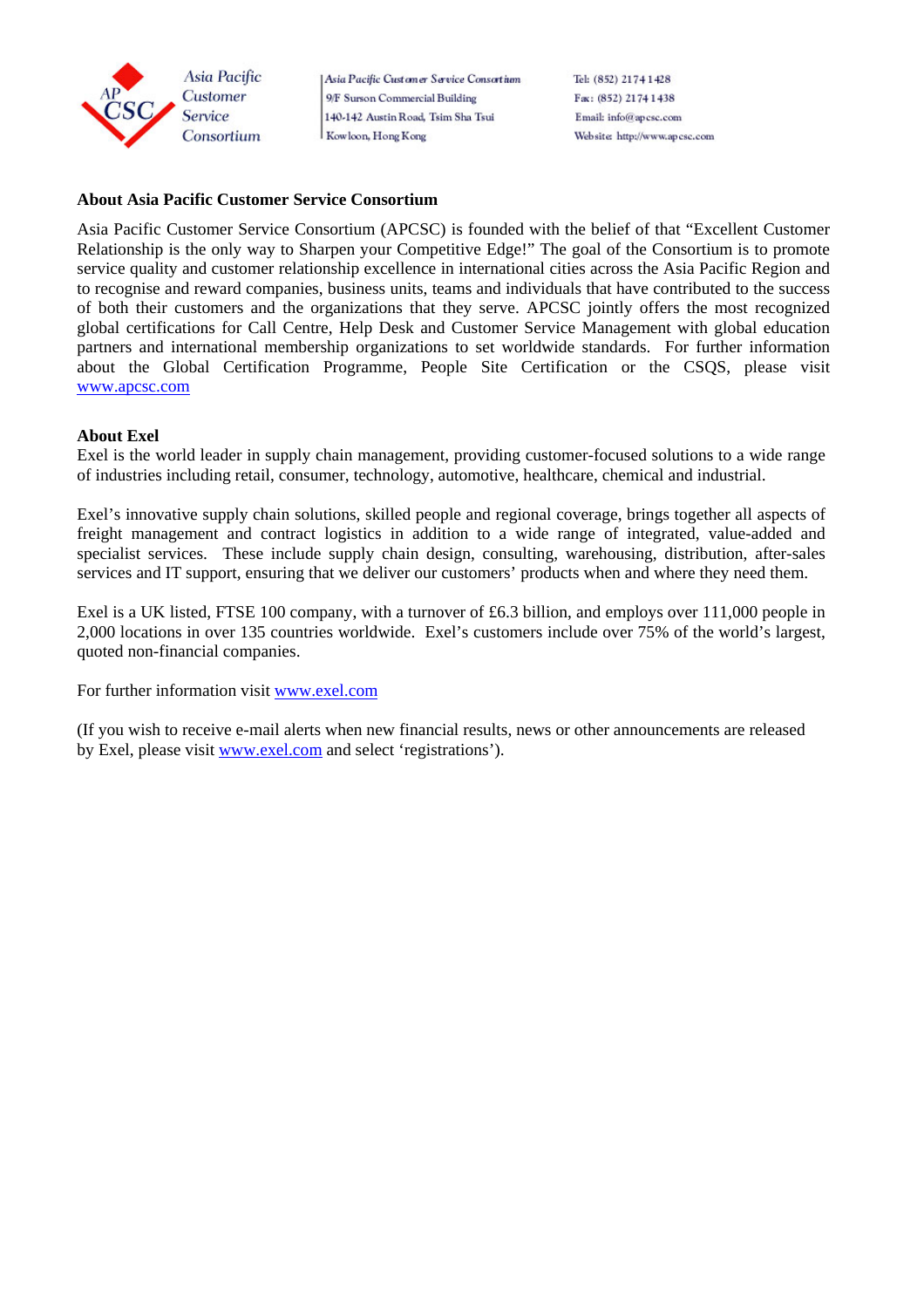**About Asia Pacific Customer Service Consortium**

Asia Pacific Customer Service Consortium (APCSC) is founded with the belief of that "Excellent Customer Relationship is the only way to Sharpen your Competitive Edge!" The goal of the Consortium is to promote service quality and customer relationship excellence in international cities across the Asia Pacific Region and to recognise and reward companies, business units, teams and individuals that have contributed to the success of both their customers and the organizations that they serve. APCSC jointly offers the most recognized global certifications for Call Centre, Help Desk and Customer Service Management with global education partners and international membership organizations to set worldwide standards. For further information about the Global Certification Programme, People Site Certification or the CSQS, please visit www.apcsc.com

**About Exel**

Exel is the world leader in supply chain management, providing customer-focused solutions to a wide range of industries including retail, consumer, technology, automotive, healthcare, chemical and industrial.

Exel's innovative supply chain solutions, skilled people and regional coverage, brings together all aspects of freight management and contract logistics in addition to a wide range of integrated, value-added and specialist services. These include supply chain design, consulting, warehousing, distribution, after-sales services and IT support, ensuring that we deliver our customers' products when and where they need them.

Exel is a UK listed, FTSE 100 company, with a turnover of £6.3 billion, and employs over 111,000 people in 2,000 locations in over 135 countries worldwide. Exel's customers include over 75% of the world's largest, quoted non-financial companies.

For further information visit www.exel.com

(If you wish to receive e-mail alerts when new financial results, news or other announcements are released by Exel, please visit www.exel.com and select 'registrations').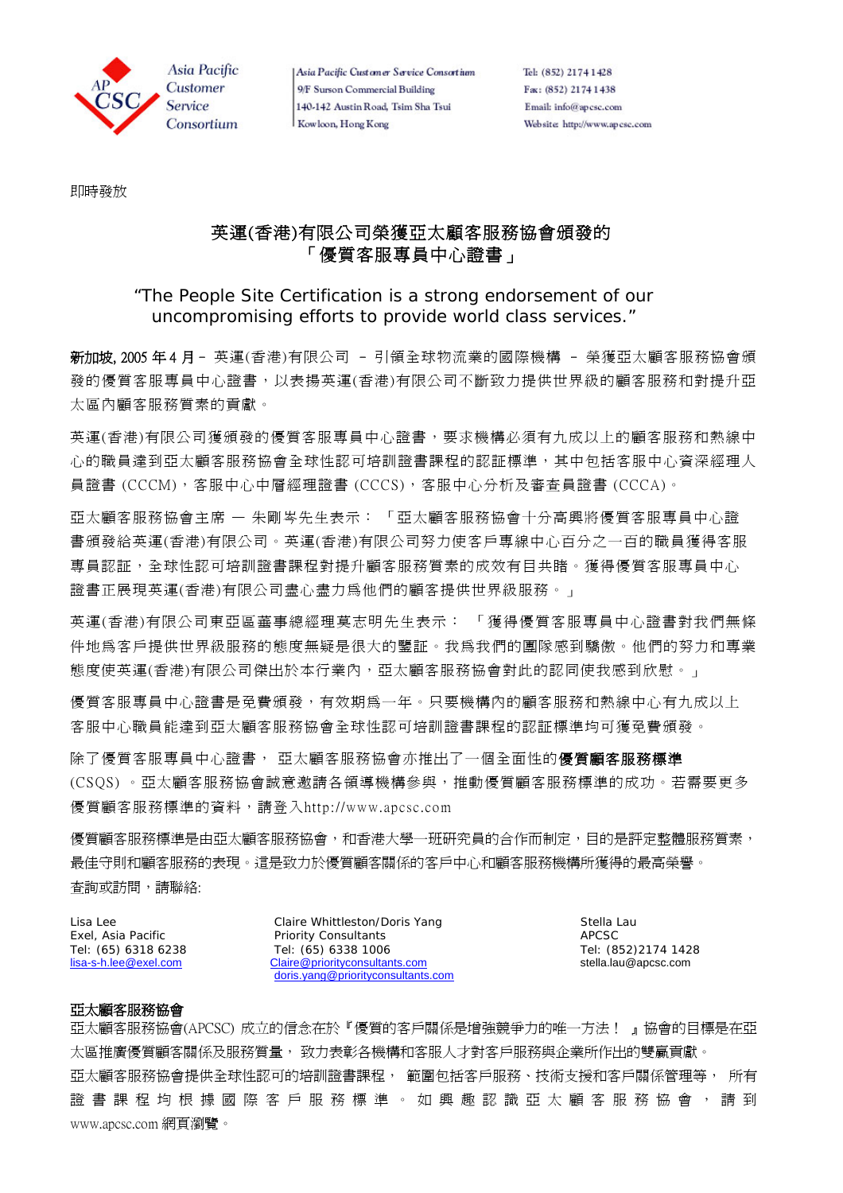Asia Pacific Customer Service Consortium

Asia Pacific Customer Service Consortium
9/F Surson Commercial Building
140-142 Austin Road, Tsim Sha Tsui
Kowloon, Hong Kong

Tel: (852) 2174 1428
Fax: (852) 2174 1438
Email: info@apcsc.com
Website: http://www.apcsc.com

即時發放

## 英運(香港)有限公司榮獲亞太顧客服務協會頒發的「優質客服專員中心證書」

### "The People Site Certification is a strong endorsement of our uncompromising efforts to provide world class services."

**新加坡, 2005 年 4 月** – 英運(香港)有限公司 – 引領全球物流業的國際機構 – 榮獲亞太顧客服務協會頒發的優質客服專員中心證書，以表揚英運(香港)有限公司不斷致力提供世界級的顧客服務和對提升亞太區內顧客服務質素的貢獻。

英運(香港)有限公司獲頒發的優質客服專員中心證書，要求機構必須有九成以上的顧客服務和熱線中心的職員達到亞太顧客服務協會全球性認可培訓證書課程的認証標準，其中包括客服中心資深經理人員證書 (CCCM)，客服中心中層經理證書 (CCCS)，客服中心分析及審查員證書 (CCCA)。

亞太顧客服務協會主席 — 朱剛岑先生表示：「亞太顧客服務協會十分高興將優質客服專員中心證書頒發給英運(香港)有限公司。英運(香港)有限公司努力使客戶專線中心百分之一百的職員獲得客服專員認証，全球性認可培訓證書課程對提升顧客服務質素的成效有目共睹。獲得優質客服專員中心證書正展現英運(香港)有限公司盡心盡力爲他們的顧客提供世界級服務。」

英運(香港)有限公司東亞區董事總經理莫志明先生表示：「獲得優質客服專員中心證書對我們無條件地爲客戶提供世界級服務的態度無疑是很大的鑒証。我爲我們的團隊感到驕傲。他們的努力和專業態度使英運(香港)有限公司傑出於本行業內，亞太顧客服務協會對此的認同使我感到欣慰。」

優質客服專員中心證書是免費頒發，有效期爲一年。只要機構內的顧客服務和熱線中心有九成以上客服中心職員能達到亞太顧客服務協會全球性認可培訓證書課程的認証標準均可獲免費頒發。

除了優質客服專員中心證書， 亞太顧客服務協會亦推出了一個全面性的**優質顧客服務標準** (CSQS) 。亞太顧客服務協會誠意邀請各領導機構參與，推動優質顧客服務標準的成功。若需要更多優質顧客服務標準的資料，請登入http://www.apcsc.com

優質顧客服務標準是由亞太顧客服務協會，和香港大學一班研究員的合作而制定，目的是評定整體服務質素，最佳守則和顧客服務的表現。這是致力於優質顧客關係的客戶中心和顧客服務機構所獲得的最高榮譽。

查詢或訪問，請聯絡:

Lisa Lee
Exel, Asia Pacific
Tel: (65) 6318 6238
lisa-s-h.lee@exel.com

Claire Whittleston/Doris Yang
Priority Consultants
Tel: (65) 6338 1006
Claire@priorityconsultants.com
doris.yang@priorityconsultants.com

Stella Lau
APCSC
Tel: (852)2174 1428
stella.lau@apcsc.com

**亞太顧客服務協會**

亞太顧客服務協會(APCSC) 成立的信念在於『優質的客戶關係是增強競爭力的唯一方法！』協會的目標是在亞太區推廣優質顧客關係及服務質量， 致力表彰各機構和客服人才對客戶服務與企業所作出的雙贏貢獻。

亞太顧客服務協會提供全球性認可的培訓證書課程， 範圍包括客戶服務、技術支援和客戶關係管理等， 所有證書課程均根據國際客戶服務標準。如興趣認識亞太顧客服務協會，請到www.apcsc.com 網頁瀏覽。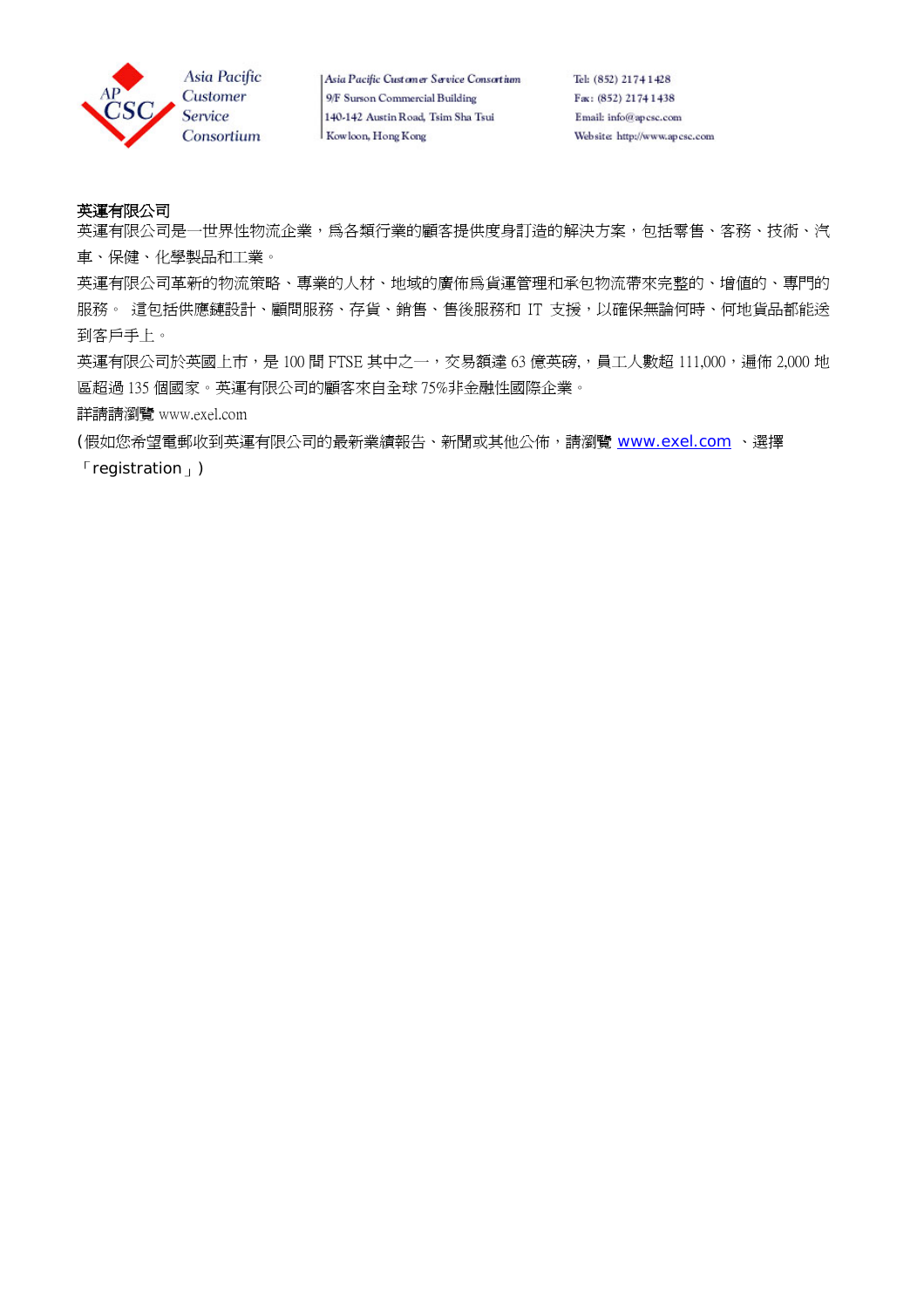**英運有限公司**

英運有限公司是一世界性物流企業，爲各類行業的顧客提供度身訂造的解決方案，包括零售、客務、技術、汽車、保健、化學製品和工業。

英運有限公司革新的物流策略、專業的人材、地域的廣佈爲貨運管理和承包物流帶來完整的、增值的、專門的服務。 這包括供應鏈設計、顧問服務、存貨、銷售、售後服務和 IT 支援，以確保無論何時、何地貨品都能送到客戶手上。

英運有限公司於英國上市，是 100 間 FTSE 其中之一，交易額達 63 億英磅,，員工人數超 111,000，遍佈 2,000 地區超過 135 個國家。英運有限公司的顧客來自全球 75%非金融性國際企業。

詳請請瀏覽 www.exel.com

(假如您希望電郵收到英運有限公司的最新業績報告、新聞或其他公佈，請瀏覽 www.exel.com 、選擇「registration」)